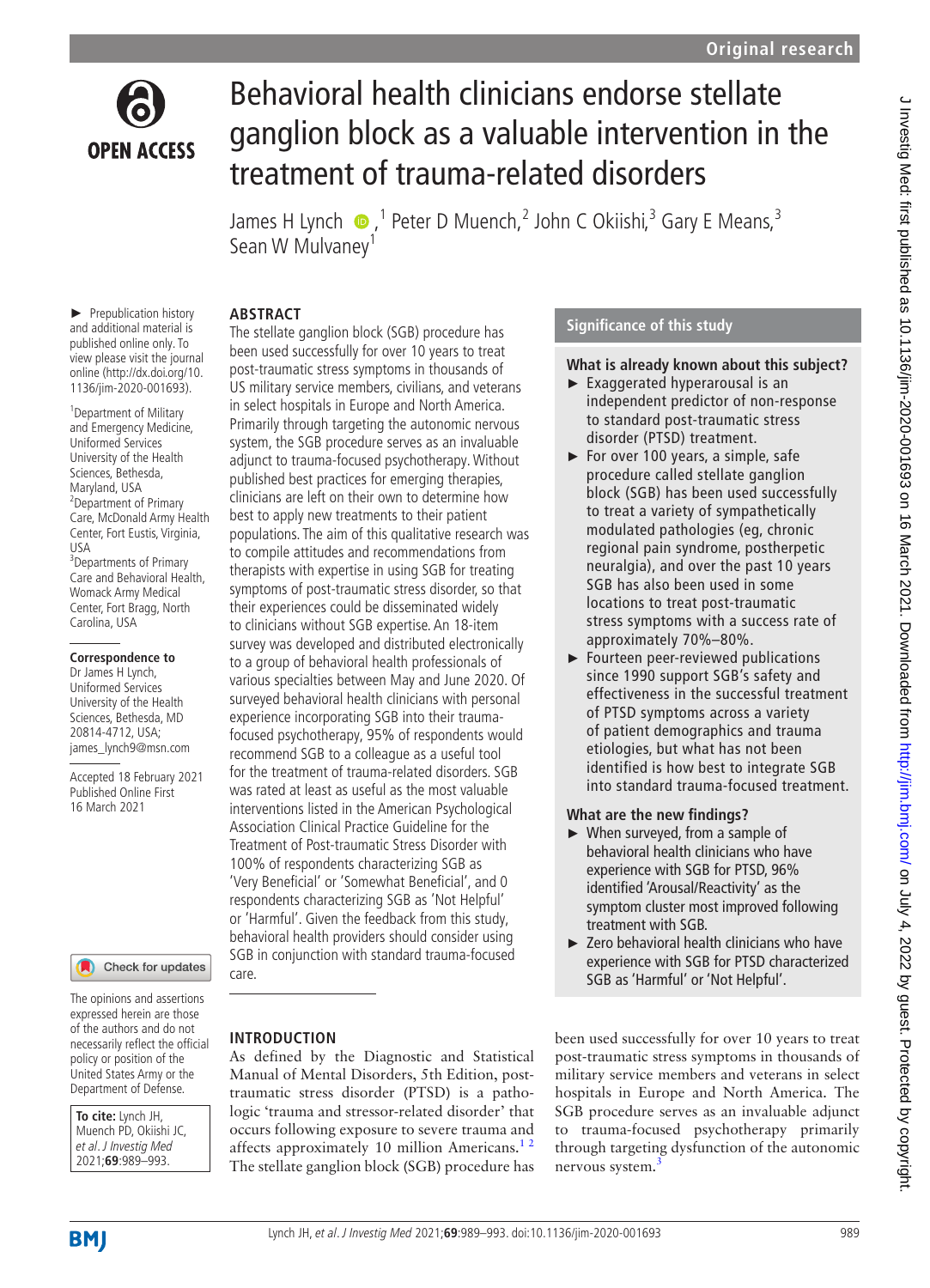# Behavioral health clinicians endorse stellate ganglion block as a valuable intervention in the treatment of trauma-related disorders

James H Lynch ,[1] Peter D Muench,[2] John C Okiishi,[3] Gary E Means,[3] Sean W Mulvaney[1]

► Prepublication history and additional material is published online only. To view please visit the journal online (http://dx.doi.org/10.1136/jim-2020-001693).

[1]Department of Military and Emergency Medicine, Uniformed Services University of the Health Sciences, Bethesda, Maryland, USA
[2]Department of Primary Care, McDonald Army Health Center, Fort Eustis, Virginia, USA
[3]Departments of Primary Care and Behavioral Health, Womack Army Medical Center, Fort Bragg, North Carolina, USA

**Correspondence to**
Dr James H Lynch, Uniformed Services University of the Health Sciences, Bethesda, MD 20814-4712, USA; james_lynch9@msn.com

Accepted 18 February 2021
Published Online First 16 March 2021

The opinions and assertions expressed herein are those of the authors and do not necessarily reflect the official policy or position of the United States Army or the Department of Defense.

**To cite:** Lynch JH, Muench PD, Okiishi JC, *et al. J Investig Med* 2021;**69**:989–993.

## ABSTRACT

The stellate ganglion block (SGB) procedure has been used successfully for over 10 years to treat post-traumatic stress symptoms in thousands of US military service members, civilians, and veterans in select hospitals in Europe and North America. Primarily through targeting the autonomic nervous system, the SGB procedure serves as an invaluable adjunct to trauma-focused psychotherapy. Without published best practices for emerging therapies, clinicians are left on their own to determine how best to apply new treatments to their patient populations. The aim of this qualitative research was to compile attitudes and recommendations from therapists with expertise in using SGB for treating symptoms of post-traumatic stress disorder, so that their experiences could be disseminated widely to clinicians without SGB expertise. An 18-item survey was developed and distributed electronically to a group of behavioral health professionals of various specialties between May and June 2020. Of surveyed behavioral health clinicians with personal experience incorporating SGB into their trauma-focused psychotherapy, 95% of respondents would recommend SGB to a colleague as a useful tool for the treatment of trauma-related disorders. SGB was rated at least as useful as the most valuable interventions listed in the American Psychological Association Clinical Practice Guideline for the Treatment of Post-traumatic Stress Disorder with 100% of respondents characterizing SGB as 'Very Beneficial' or 'Somewhat Beneficial', and 0 respondents characterizing SGB as 'Not Helpful' or 'Harmful'. Given the feedback from this study, behavioral health providers should consider using SGB in conjunction with standard trauma-focused care.

## Significance of this study

### What is already known about this subject?

- Exaggerated hyperarousal is an independent predictor of non-response to standard post-traumatic stress disorder (PTSD) treatment.
- For over 100 years, a simple, safe procedure called stellate ganglion block (SGB) has been used successfully to treat a variety of sympathetically modulated pathologies (eg, chronic regional pain syndrome, postherpetic neuralgia), and over the past 10 years SGB has also been used in some locations to treat post-traumatic stress symptoms with a success rate of approximately 70%–80%.
- Fourteen peer-reviewed publications since 1990 support SGB's safety and effectiveness in the successful treatment of PTSD symptoms across a variety of patient demographics and trauma etiologies, but what has not been identified is how best to integrate SGB into standard trauma-focused treatment.

### What are the new findings?

- When surveyed, from a sample of behavioral health clinicians who have experience with SGB for PTSD, 96% identified 'Arousal/Reactivity' as the symptom cluster most improved following treatment with SGB.
- Zero behavioral health clinicians who have experience with SGB for PTSD characterized SGB as 'Harmful' or 'Not Helpful'.

## INTRODUCTION

As defined by the Diagnostic and Statistical Manual of Mental Disorders, 5th Edition, post-traumatic stress disorder (PTSD) is a pathologic 'trauma and stressor-related disorder' that occurs following exposure to severe trauma and affects approximately 10 million Americans.[1,2] The stellate ganglion block (SGB) procedure has been used successfully for over 10 years to treat post-traumatic stress symptoms in thousands of military service members and veterans in select hospitals in Europe and North America. The SGB procedure serves as an invaluable adjunct to trauma-focused psychotherapy primarily through targeting dysfunction of the autonomic nervous system.[3]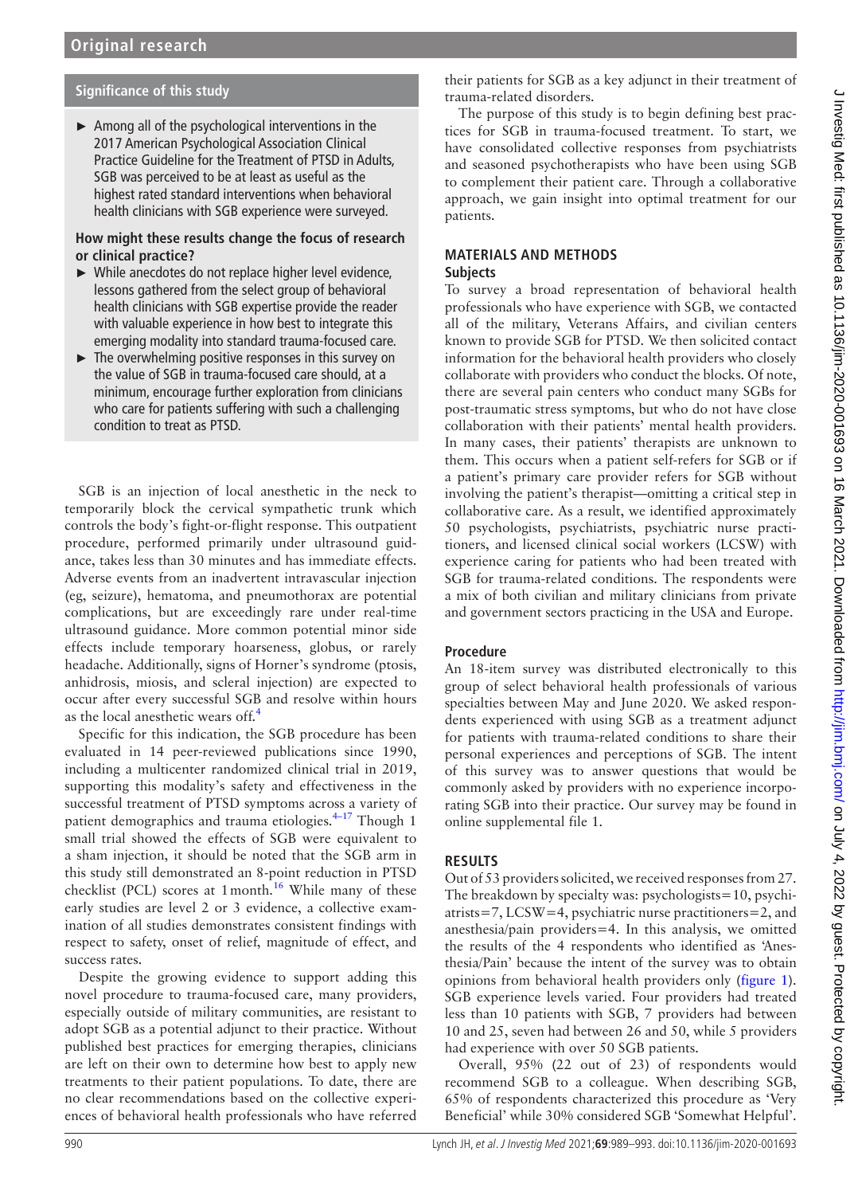### Significance of this study

- Among all of the psychological interventions in the 2017 American Psychological Association Clinical Practice Guideline for the Treatment of PTSD in Adults, SGB was perceived to be at least as useful as the highest rated standard interventions when behavioral health clinicians with SGB experience were surveyed.

**How might these results change the focus of research or clinical practice?**

- While anecdotes do not replace higher level evidence, lessons gathered from the select group of behavioral health clinicians with SGB expertise provide the reader with valuable experience in how best to integrate this emerging modality into standard trauma-focused care.
- The overwhelming positive responses in this survey on the value of SGB in trauma-focused care should, at a minimum, encourage further exploration from clinicians who care for patients suffering with such a challenging condition to treat as PTSD.

SGB is an injection of local anesthetic in the neck to temporarily block the cervical sympathetic trunk which controls the body's fight-or-flight response. This outpatient procedure, performed primarily under ultrasound guidance, takes less than 30 minutes and has immediate effects. Adverse events from an inadvertent intravascular injection (eg, seizure), hematoma, and pneumothorax are potential complications, but are exceedingly rare under real-time ultrasound guidance. More common potential minor side effects include temporary hoarseness, globus, or rarely headache. Additionally, signs of Horner's syndrome (ptosis, anhidrosis, miosis, and scleral injection) are expected to occur after every successful SGB and resolve within hours as the local anesthetic wears off.[4]

Specific for this indication, the SGB procedure has been evaluated in 14 peer-reviewed publications since 1990, including a multicenter randomized clinical trial in 2019, supporting this modality's safety and effectiveness in the successful treatment of PTSD symptoms across a variety of patient demographics and trauma etiologies.[4–17] Though 1 small trial showed the effects of SGB were equivalent to a sham injection, it should be noted that the SGB arm in this study still demonstrated an 8-point reduction in PTSD checklist (PCL) scores at 1 month.[16] While many of these early studies are level 2 or 3 evidence, a collective examination of all studies demonstrates consistent findings with respect to safety, onset of relief, magnitude of effect, and success rates.

Despite the growing evidence to support adding this novel procedure to trauma-focused care, many providers, especially outside of military communities, are resistant to adopt SGB as a potential adjunct to their practice. Without published best practices for emerging therapies, clinicians are left on their own to determine how best to apply new treatments to their patient populations. To date, there are no clear recommendations based on the collective experiences of behavioral health professionals who have referred their patients for SGB as a key adjunct in their treatment of trauma-related disorders.

The purpose of this study is to begin defining best practices for SGB in trauma-focused treatment. To start, we have consolidated collective responses from psychiatrists and seasoned psychotherapists who have been using SGB to complement their patient care. Through a collaborative approach, we gain insight into optimal treatment for our patients.

## MATERIALS AND METHODS

### Subjects

To survey a broad representation of behavioral health professionals who have experience with SGB, we contacted all of the military, Veterans Affairs, and civilian centers known to provide SGB for PTSD. We then solicited contact information for the behavioral health providers who closely collaborate with providers who conduct the blocks. Of note, there are several pain centers who conduct many SGBs for post-traumatic stress symptoms, but who do not have close collaboration with their patients' mental health providers. In many cases, their patients' therapists are unknown to them. This occurs when a patient self-refers for SGB or if a patient's primary care provider refers for SGB without involving the patient's therapist—omitting a critical step in collaborative care. As a result, we identified approximately 50 psychologists, psychiatrists, psychiatric nurse practitioners, and licensed clinical social workers (LCSW) with experience caring for patients who had been treated with SGB for trauma-related conditions. The respondents were a mix of both civilian and military clinicians from private and government sectors practicing in the USA and Europe.

### Procedure

An 18-item survey was distributed electronically to this group of select behavioral health professionals of various specialties between May and June 2020. We asked respondents experienced with using SGB as a treatment adjunct for patients with trauma-related conditions to share their personal experiences and perceptions of SGB. The intent of this survey was to answer questions that would be commonly asked by providers with no experience incorporating SGB into their practice. Our survey may be found in online supplemental file 1.

## RESULTS

Out of 53 providers solicited, we received responses from 27. The breakdown by specialty was: psychologists=10, psychiatrists=7, LCSW=4, psychiatric nurse practitioners=2, and anesthesia/pain providers=4. In this analysis, we omitted the results of the 4 respondents who identified as 'Anesthesia/Pain' because the intent of the survey was to obtain opinions from behavioral health providers only (figure 1). SGB experience levels varied. Four providers had treated less than 10 patients with SGB, 7 providers had between 10 and 25, seven had between 26 and 50, while 5 providers had experience with over 50 SGB patients.

Overall, 95% (22 out of 23) of respondents would recommend SGB to a colleague. When describing SGB, 65% of respondents characterized this procedure as 'Very Beneficial' while 30% considered SGB 'Somewhat Helpful'.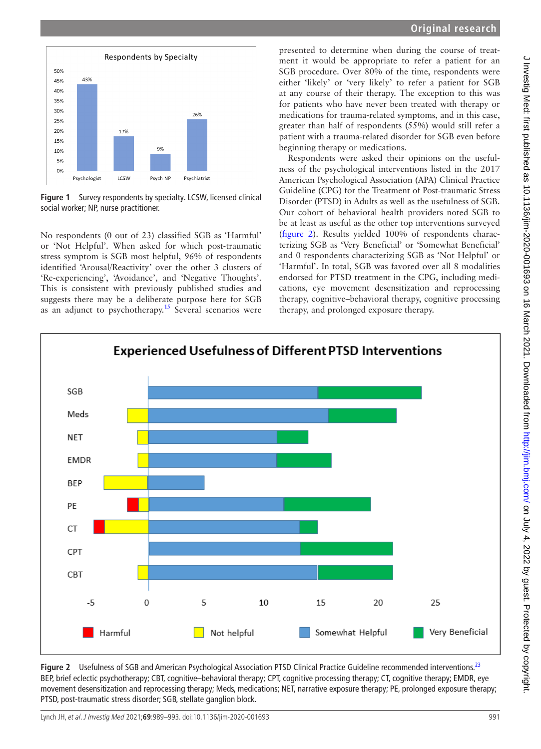Figure 1 Survey respondents by specialty. LCSW, licensed clinical social worker; NP, nurse practitioner.

No respondents (0 out of 23) classified SGB as 'Harmful' or 'Not Helpful'. When asked for which post-traumatic stress symptom is SGB most helpful, 96% of respondents identified 'Arousal/Reactivity' over the other 3 clusters of 'Re-experiencing', 'Avoidance', and 'Negative Thoughts'. This is consistent with previously published studies and suggests there may be a deliberate purpose here for SGB as an adjunct to psychotherapy.[15] Several scenarios were presented to determine when during the course of treatment it would be appropriate to refer a patient for an SGB procedure. Over 80% of the time, respondents were either 'likely' or 'very likely' to refer a patient for SGB at any course of their therapy. The exception to this was for patients who have never been treated with therapy or medications for trauma-related symptoms, and in this case, greater than half of respondents (55%) would still refer a patient with a trauma-related disorder for SGB even before beginning therapy or medications.

Respondents were asked their opinions on the usefulness of the psychological interventions listed in the 2017 American Psychological Association (APA) Clinical Practice Guideline (CPG) for the Treatment of Post-traumatic Stress Disorder (PTSD) in Adults as well as the usefulness of SGB. Our cohort of behavioral health providers noted SGB to be at least as useful as the other top interventions surveyed (figure 2). Results yielded 100% of respondents characterizing SGB as 'Very Beneficial' or 'Somewhat Beneficial' and 0 respondents characterizing SGB as 'Not Helpful' or 'Harmful'. In total, SGB was favored over all 8 modalities endorsed for PTSD treatment in the CPG, including medications, eye movement desensitization and reprocessing therapy, cognitive–behavioral therapy, cognitive processing therapy, and prolonged exposure therapy.

Figure 2 Usefulness of SGB and American Psychological Association PTSD Clinical Practice Guideline recommended interventions.[23] BEP, brief eclectic psychotherapy; CBT, cognitive–behavioral therapy; CPT, cognitive processing therapy; CT, cognitive therapy; EMDR, eye movement desensitization and reprocessing therapy; Meds, medications; NET, narrative exposure therapy; PE, prolonged exposure therapy; PTSD, post-traumatic stress disorder; SGB, stellate ganglion block.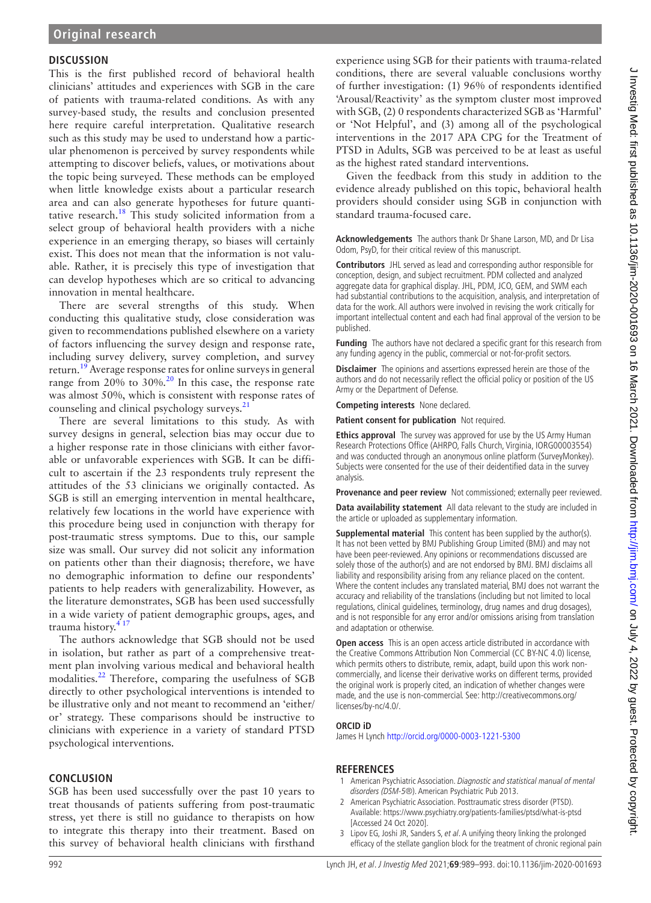## DISCUSSION

This is the first published record of behavioral health clinicians' attitudes and experiences with SGB in the care of patients with trauma-related conditions. As with any survey-based study, the results and conclusion presented here require careful interpretation. Qualitative research such as this study may be used to understand how a particular phenomenon is perceived by survey respondents while attempting to discover beliefs, values, or motivations about the topic being surveyed. These methods can be employed when little knowledge exists about a particular research area and can also generate hypotheses for future quantitative research.[18] This study solicited information from a select group of behavioral health providers with a niche experience in an emerging therapy, so biases will certainly exist. This does not mean that the information is not valuable. Rather, it is precisely this type of investigation that can develop hypotheses which are so critical to advancing innovation in mental healthcare.

There are several strengths of this study. When conducting this qualitative study, close consideration was given to recommendations published elsewhere on a variety of factors influencing the survey design and response rate, including survey delivery, survey completion, and survey return.[19] Average response rates for online surveys in general range from 20% to 30%.[20] In this case, the response rate was almost 50%, which is consistent with response rates of counseling and clinical psychology surveys.[21]

There are several limitations to this study. As with survey designs in general, selection bias may occur due to a higher response rate in those clinicians with either favorable or unfavorable experiences with SGB. It can be difficult to ascertain if the 23 respondents truly represent the attitudes of the 53 clinicians we originally contacted. As SGB is still an emerging intervention in mental healthcare, relatively few locations in the world have experience with this procedure being used in conjunction with therapy for post-traumatic stress symptoms. Due to this, our sample size was small. Our survey did not solicit any information on patients other than their diagnosis; therefore, we have no demographic information to define our respondents' patients to help readers with generalizability. However, as the literature demonstrates, SGB has been used successfully in a wide variety of patient demographic groups, ages, and trauma history.[4 17]

The authors acknowledge that SGB should not be used in isolation, but rather as part of a comprehensive treatment plan involving various medical and behavioral health modalities.[22] Therefore, comparing the usefulness of SGB directly to other psychological interventions is intended to be illustrative only and not meant to recommend an 'either/or' strategy. These comparisons should be instructive to clinicians with experience in a variety of standard PTSD psychological interventions.

## CONCLUSION

SGB has been used successfully over the past 10 years to treat thousands of patients suffering from post-traumatic stress, yet there is still no guidance to therapists on how to integrate this therapy into their treatment. Based on this survey of behavioral health clinicians with firsthand experience using SGB for their patients with trauma-related conditions, there are several valuable conclusions worthy of further investigation: (1) 96% of respondents identified 'Arousal/Reactivity' as the symptom cluster most improved with SGB, (2) 0 respondents characterized SGB as 'Harmful' or 'Not Helpful', and (3) among all of the psychological interventions in the 2017 APA CPG for the Treatment of PTSD in Adults, SGB was perceived to be at least as useful as the highest rated standard interventions.

Given the feedback from this study in addition to the evidence already published on this topic, behavioral health providers should consider using SGB in conjunction with standard trauma-focused care.

**Acknowledgements** The authors thank Dr Shane Larson, MD, and Dr Lisa Odom, PsyD, for their critical review of this manuscript.

**Contributors** JHL served as lead and corresponding author responsible for conception, design, and subject recruitment. PDM collected and analyzed aggregate data for graphical display. JHL, PDM, JCO, GEM, and SWM each had substantial contributions to the acquisition, analysis, and interpretation of data for the work. All authors were involved in revising the work critically for important intellectual content and each had final approval of the version to be published.

**Funding** The authors have not declared a specific grant for this research from any funding agency in the public, commercial or not-for-profit sectors.

**Disclaimer** The opinions and assertions expressed herein are those of the authors and do not necessarily reflect the official policy or position of the US Army or the Department of Defense.

**Competing interests** None declared.

**Patient consent for publication** Not required.

**Ethics approval** The survey was approved for use by the US Army Human Research Protections Office (AHRPO, Falls Church, Virginia, IORG00003554) and was conducted through an anonymous online platform (SurveyMonkey). Subjects were consented for the use of their deidentified data in the survey analysis.

**Provenance and peer review** Not commissioned; externally peer reviewed.

**Data availability statement** All data relevant to the study are included in the article or uploaded as supplementary information.

**Supplemental material** This content has been supplied by the author(s). It has not been vetted by BMJ Publishing Group Limited (BMJ) and may not have been peer-reviewed. Any opinions or recommendations discussed are solely those of the author(s) and are not endorsed by BMJ. BMJ disclaims all liability and responsibility arising from any reliance placed on the content. Where the content includes any translated material, BMJ does not warrant the accuracy and reliability of the translations (including but not limited to local regulations, clinical guidelines, terminology, drug names and drug dosages), and is not responsible for any error and/or omissions arising from translation and adaptation or otherwise.

**Open access** This is an open access article distributed in accordance with the Creative Commons Attribution Non Commercial (CC BY-NC 4.0) license, which permits others to distribute, remix, adapt, build upon this work non-commercially, and license their derivative works on different terms, provided the original work is properly cited, an indication of whether changes were made, and the use is non-commercial. See: http://creativecommons.org/licenses/by-nc/4.0/.

### ORCID iD

James H Lynch http://orcid.org/0000-0003-1221-5300

## REFERENCES

1. American Psychiatric Association. *Diagnostic and statistical manual of mental disorders (DSM-5®)*. American Psychiatric Pub 2013.
2. American Psychiatric Association. Posttraumatic stress disorder (PTSD). Available: https://www.psychiatry.org/patients-families/ptsd/what-is-ptsd [Accessed 24 Oct 2020].
3. Lipov EG, Joshi JR, Sanders S, *et al*. A unifying theory linking the prolonged efficacy of the stellate ganglion block for the treatment of chronic regional pain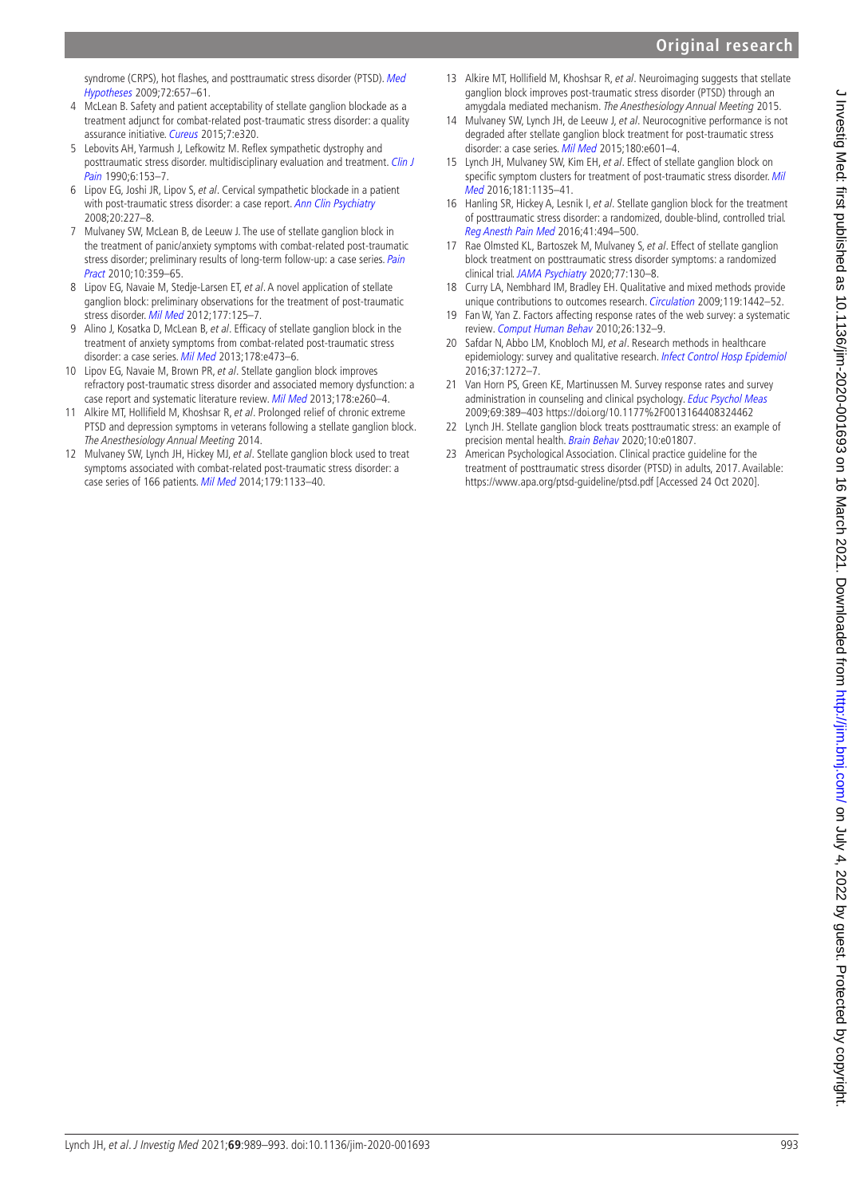syndrome (CRPS), hot flashes, and posttraumatic stress disorder (PTSD). *Med Hypotheses* 2009;72:657–61.

4. McLean B. Safety and patient acceptability of stellate ganglion blockade as a treatment adjunct for combat-related post-traumatic stress disorder: a quality assurance initiative. *Cureus* 2015;7:e320.
5. Lebovits AH, Yarmush J, Lefkowitz M. Reflex sympathetic dystrophy and posttraumatic stress disorder. multidisciplinary evaluation and treatment. *Clin J Pain* 1990;6:153–7.
6. Lipov EG, Joshi JR, Lipov S, *et al*. Cervical sympathetic blockade in a patient with post-traumatic stress disorder: a case report. *Ann Clin Psychiatry* 2008;20:227–8.
7. Mulvaney SW, McLean B, de Leeuw J. The use of stellate ganglion block in the treatment of panic/anxiety symptoms with combat-related post-traumatic stress disorder; preliminary results of long-term follow-up: a case series. *Pain Pract* 2010;10:359–65.
8. Lipov EG, Navaie M, Stedje-Larsen ET, *et al*. A novel application of stellate ganglion block: preliminary observations for the treatment of post-traumatic stress disorder. *Mil Med* 2012;177:125–7.
9. Alino J, Kosatka D, McLean B, *et al*. Efficacy of stellate ganglion block in the treatment of anxiety symptoms from combat-related post-traumatic stress disorder: a case series. *Mil Med* 2013;178:e473–6.
10. Lipov EG, Navaie M, Brown PR, *et al*. Stellate ganglion block improves refractory post-traumatic stress disorder and associated memory dysfunction: a case report and systematic literature review. *Mil Med* 2013;178:e260–4.
11. Alkire MT, Hollifield M, Khoshsar R, *et al*. Prolonged relief of chronic extreme PTSD and depression symptoms in veterans following a stellate ganglion block. *The Anesthesiology Annual Meeting* 2014.
12. Mulvaney SW, Lynch JH, Hickey MJ, *et al*. Stellate ganglion block used to treat symptoms associated with combat-related post-traumatic stress disorder: a case series of 166 patients. *Mil Med* 2014;179:1133–40.
13. Alkire MT, Hollifield M, Khoshsar R, *et al*. Neuroimaging suggests that stellate ganglion block improves post-traumatic stress disorder (PTSD) through an amygdala mediated mechanism. *The Anesthesiology Annual Meeting* 2015.
14. Mulvaney SW, Lynch JH, de Leeuw J, *et al*. Neurocognitive performance is not degraded after stellate ganglion block treatment for post-traumatic stress disorder: a case series. *Mil Med* 2015;180:e601–4.
15. Lynch JH, Mulvaney SW, Kim EH, *et al*. Effect of stellate ganglion block on specific symptom clusters for treatment of post-traumatic stress disorder. *Mil Med* 2016;181:1135–41.
16. Hanling SR, Hickey A, Lesnik I, *et al*. Stellate ganglion block for the treatment of posttraumatic stress disorder: a randomized, double-blind, controlled trial. *Reg Anesth Pain Med* 2016;41:494–500.
17. Rae Olmsted KL, Bartoszek M, Mulvaney S, *et al*. Effect of stellate ganglion block treatment on posttraumatic stress disorder symptoms: a randomized clinical trial. *JAMA Psychiatry* 2020;77:130–8.
18. Curry LA, Nembhard IM, Bradley EH. Qualitative and mixed methods provide unique contributions to outcomes research. *Circulation* 2009;119:1442–52.
19. Fan W, Yan Z. Factors affecting response rates of the web survey: a systematic review. *Comput Human Behav* 2010;26:132–9.
20. Safdar N, Abbo LM, Knobloch MJ, *et al*. Research methods in healthcare epidemiology: survey and qualitative research. *Infect Control Hosp Epidemiol* 2016;37:1272–7.
21. Van Horn PS, Green KE, Martinussen M. Survey response rates and survey administration in counseling and clinical psychology. *Educ Psychol Meas* 2009;69:389–403 https://doi.org/10.1177%2F0013164408324462
22. Lynch JH. Stellate ganglion block treats posttraumatic stress: an example of precision mental health. *Brain Behav* 2020;10:e01807.
23. American Psychological Association. Clinical practice guideline for the treatment of posttraumatic stress disorder (PTSD) in adults, 2017. Available: https://www.apa.org/ptsd-guideline/ptsd.pdf [Accessed 24 Oct 2020].